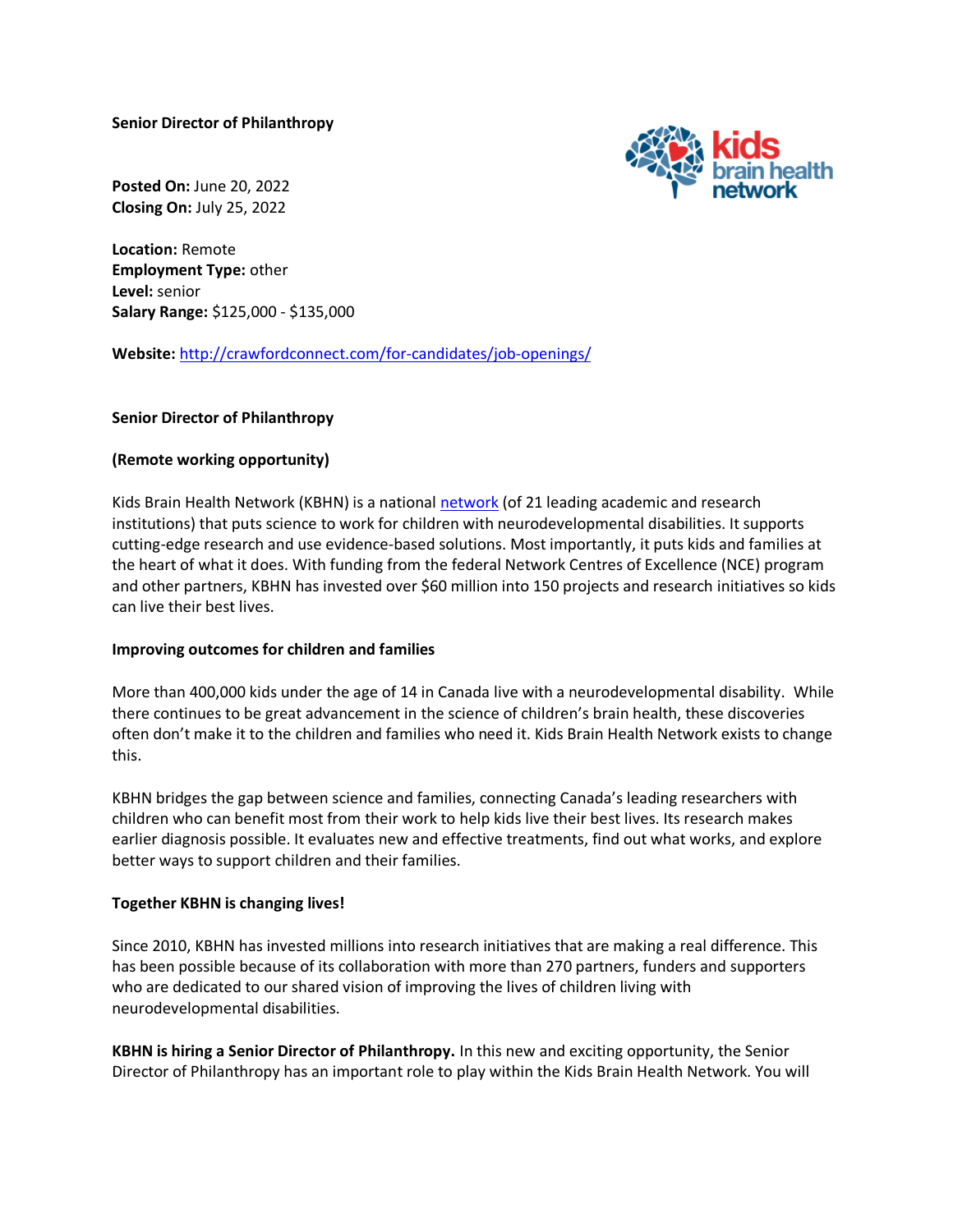**Senior Director of Philanthropy**

**Posted On:** June 20, 2022
**Closing On:** July 25, 2022

**Location:** Remote
**Employment Type:** other
**Level:** senior
**Salary Range:** $125,000 - $135,000

**Website:** http://crawfordconnect.com/for-candidates/job-openings/

**Senior Director of Philanthropy**

**(Remote working opportunity)**

Kids Brain Health Network (KBHN) is a national network (of 21 leading academic and research institutions) that puts science to work for children with neurodevelopmental disabilities. It supports cutting-edge research and use evidence-based solutions. Most importantly, it puts kids and families at the heart of what it does. With funding from the federal Network Centres of Excellence (NCE) program and other partners, KBHN has invested over $60 million into 150 projects and research initiatives so kids can live their best lives.

**Improving outcomes for children and families**

More than 400,000 kids under the age of 14 in Canada live with a neurodevelopmental disability. While there continues to be great advancement in the science of children's brain health, these discoveries often don't make it to the children and families who need it. Kids Brain Health Network exists to change this.

KBHN bridges the gap between science and families, connecting Canada's leading researchers with children who can benefit most from their work to help kids live their best lives. Its research makes earlier diagnosis possible. It evaluates new and effective treatments, find out what works, and explore better ways to support children and their families.

**Together KBHN is changing lives!**

Since 2010, KBHN has invested millions into research initiatives that are making a real difference. This has been possible because of its collaboration with more than 270 partners, funders and supporters who are dedicated to our shared vision of improving the lives of children living with neurodevelopmental disabilities.

**KBHN is hiring a Senior Director of Philanthropy.** In this new and exciting opportunity, the Senior Director of Philanthropy has an important role to play within the Kids Brain Health Network. You will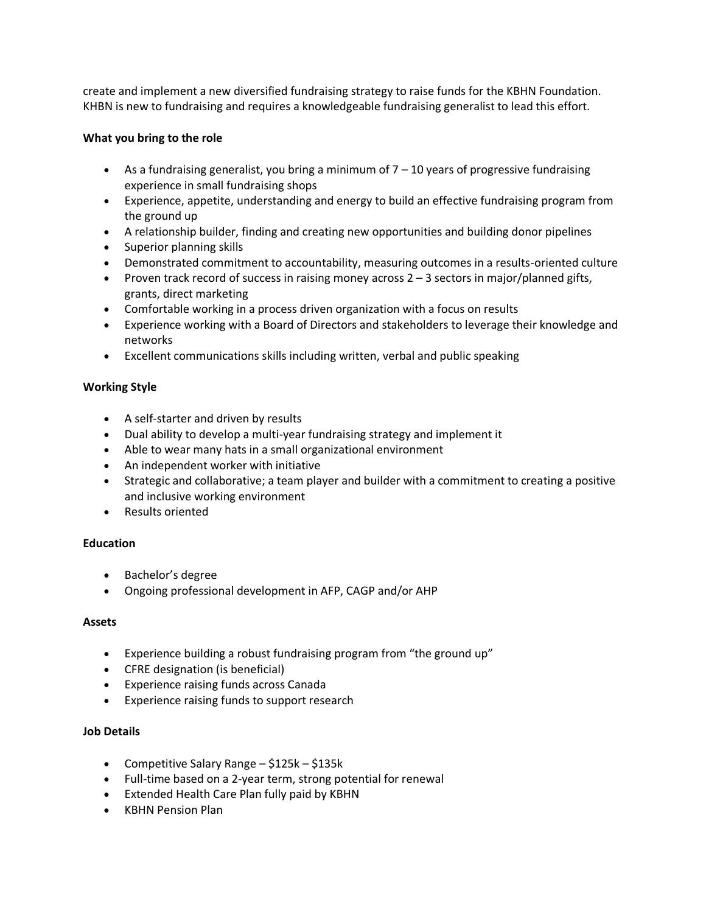create and implement a new diversified fundraising strategy to raise funds for the KBHN Foundation. KHBN is new to fundraising and requires a knowledgeable fundraising generalist to lead this effort.

**What you bring to the role**

- As a fundraising generalist, you bring a minimum of 7 – 10 years of progressive fundraising experience in small fundraising shops
- Experience, appetite, understanding and energy to build an effective fundraising program from the ground up
- A relationship builder, finding and creating new opportunities and building donor pipelines
- Superior planning skills
- Demonstrated commitment to accountability, measuring outcomes in a results-oriented culture
- Proven track record of success in raising money across 2 – 3 sectors in major/planned gifts, grants, direct marketing
- Comfortable working in a process driven organization with a focus on results
- Experience working with a Board of Directors and stakeholders to leverage their knowledge and networks
- Excellent communications skills including written, verbal and public speaking

**Working Style**

- A self-starter and driven by results
- Dual ability to develop a multi-year fundraising strategy and implement it
- Able to wear many hats in a small organizational environment
- An independent worker with initiative
- Strategic and collaborative; a team player and builder with a commitment to creating a positive and inclusive working environment
- Results oriented

**Education**

- Bachelor's degree
- Ongoing professional development in AFP, CAGP and/or AHP

**Assets**

- Experience building a robust fundraising program from "the ground up"
- CFRE designation (is beneficial)
- Experience raising funds across Canada
- Experience raising funds to support research

**Job Details**

- Competitive Salary Range – $125k – $135k
- Full-time based on a 2-year term, strong potential for renewal
- Extended Health Care Plan fully paid by KBHN
- KBHN Pension Plan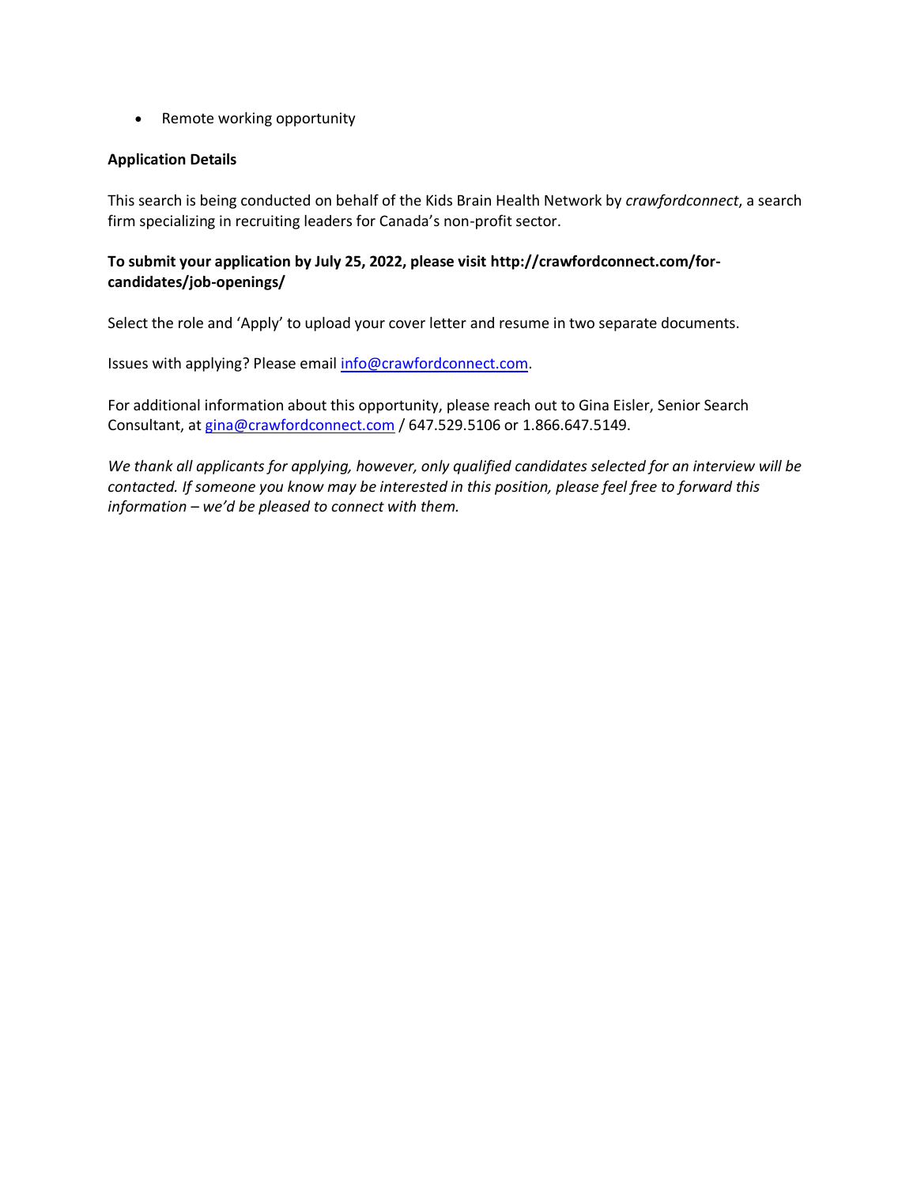- Remote working opportunity

**Application Details**

This search is being conducted on behalf of the Kids Brain Health Network by *crawfordconnect*, a search firm specializing in recruiting leaders for Canada's non-profit sector.

**To submit your application by July 25, 2022, please visit http://crawfordconnect.com/for-candidates/job-openings/**

Select the role and 'Apply' to upload your cover letter and resume in two separate documents.

Issues with applying? Please email info@crawfordconnect.com.

For additional information about this opportunity, please reach out to Gina Eisler, Senior Search Consultant, at gina@crawfordconnect.com / 647.529.5106 or 1.866.647.5149.

*We thank all applicants for applying, however, only qualified candidates selected for an interview will be contacted. If someone you know may be interested in this position, please feel free to forward this information – we'd be pleased to connect with them.*